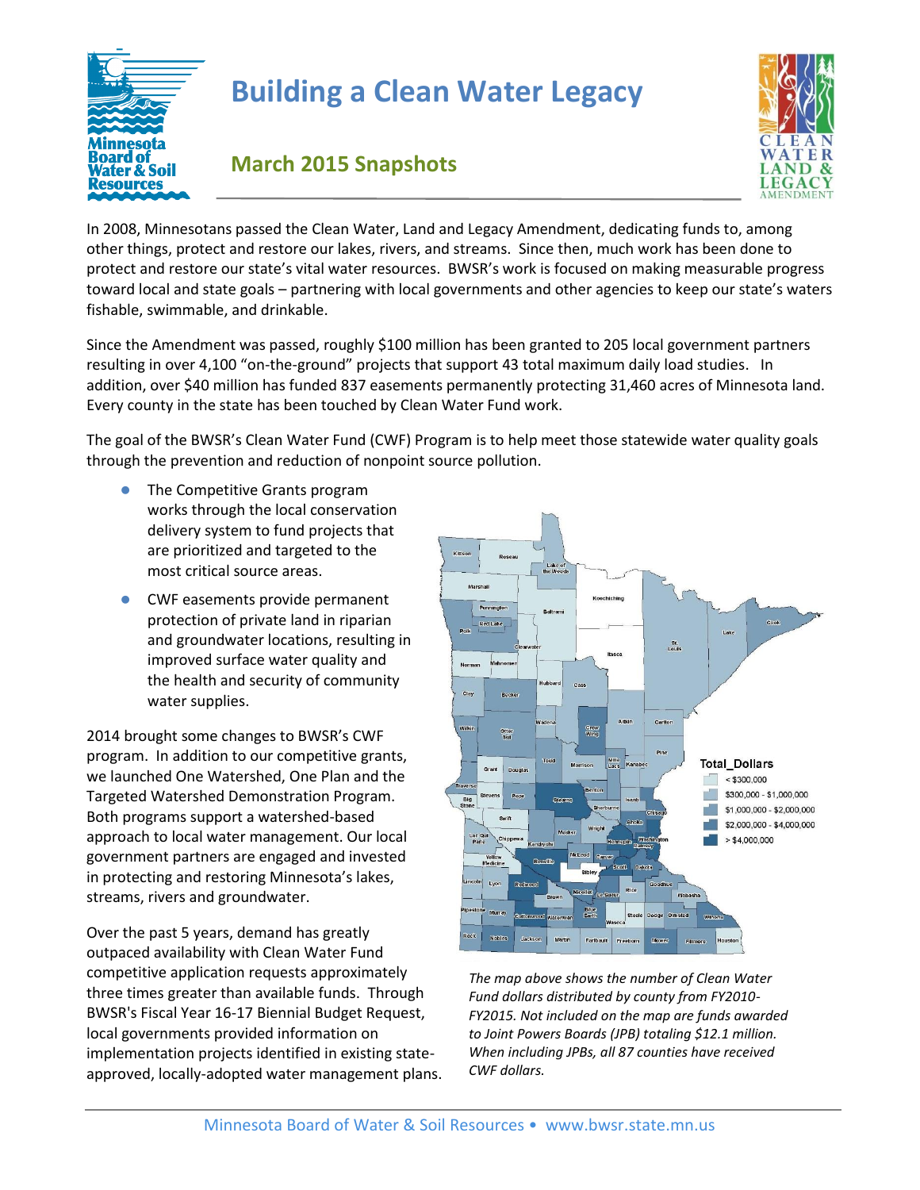# Building a Clean Water Legacy

## March 2015 Snapshots

In 2008, Minnesotans passed the Clean Water, Land and Legacy Amendment, dedicating funds to, among other things, protect and restore our lakes, rivers, and streams. Since then, much work has been done to protect and restore our state's vital water resources. BWSR's work is focused on making measurable progress toward local and state goals – partnering with local governments and other agencies to keep our state's waters fishable, swimmable, and drinkable.

Since the Amendment was passed, roughly $100 million has been granted to 205 local government partners resulting in over 4,100 "on-the-ground" projects that support 43 total maximum daily load studies. In addition, over $40 million has funded 837 easements permanently protecting 31,460 acres of Minnesota land. Every county in the state has been touched by Clean Water Fund work.

The goal of the BWSR's Clean Water Fund (CWF) Program is to help meet those statewide water quality goals through the prevention and reduction of nonpoint source pollution.

- The Competitive Grants program works through the local conservation delivery system to fund projects that are prioritized and targeted to the most critical source areas.
- CWF easements provide permanent protection of private land in riparian and groundwater locations, resulting in improved surface water quality and the health and security of community water supplies.

2014 brought some changes to BWSR's CWF program. In addition to our competitive grants, we launched One Watershed, One Plan and the Targeted Watershed Demonstration Program. Both programs support a watershed-based approach to local water management. Our local government partners are engaged and invested in protecting and restoring Minnesota's lakes, streams, rivers and groundwater.

Over the past 5 years, demand has greatly outpaced availability with Clean Water Fund competitive application requests approximately three times greater than available funds. Through BWSR's Fiscal Year 16-17 Biennial Budget Request, local governments provided information on implementation projects identified in existing state-approved, locally-adopted water management plans.

**Total_Dollars**
- < $300,000
- $300,000 - $1,000,000
- $1,000,000 - $2,000,000
- $2,000,000 - $4,000,000
- > $4,000,000

*The map above shows the number of Clean Water Fund dollars distributed by county from FY2010-FY2015. Not included on the map are funds awarded to Joint Powers Boards (JPB) totaling $12.1 million. When including JPBs, all 87 counties have received CWF dollars.*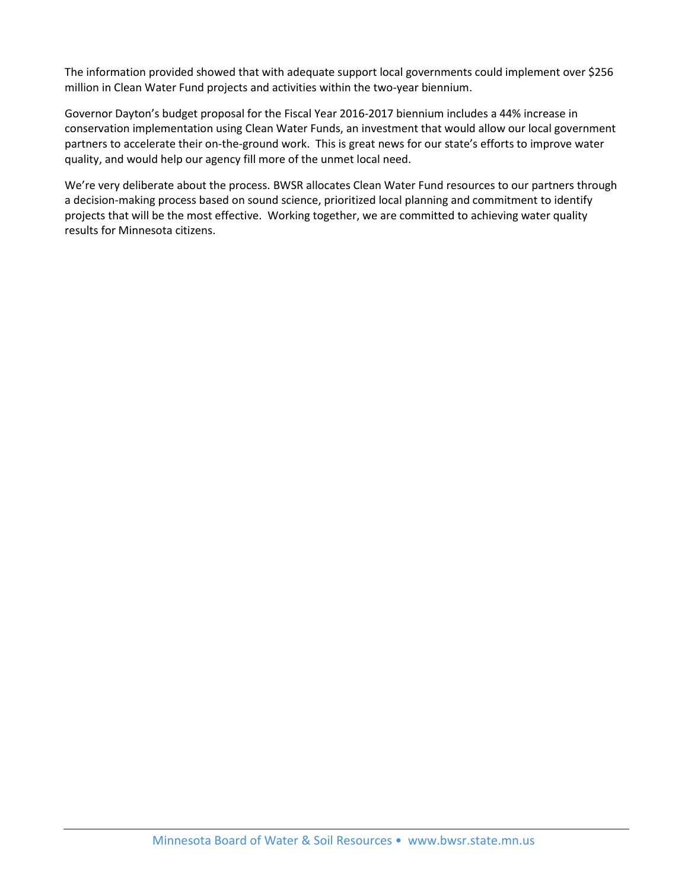The information provided showed that with adequate support local governments could implement over $256 million in Clean Water Fund projects and activities within the two-year biennium.

Governor Dayton's budget proposal for the Fiscal Year 2016-2017 biennium includes a 44% increase in conservation implementation using Clean Water Funds, an investment that would allow our local government partners to accelerate their on-the-ground work. This is great news for our state's efforts to improve water quality, and would help our agency fill more of the unmet local need.

We're very deliberate about the process. BWSR allocates Clean Water Fund resources to our partners through a decision-making process based on sound science, prioritized local planning and commitment to identify projects that will be the most effective. Working together, we are committed to achieving water quality results for Minnesota citizens.